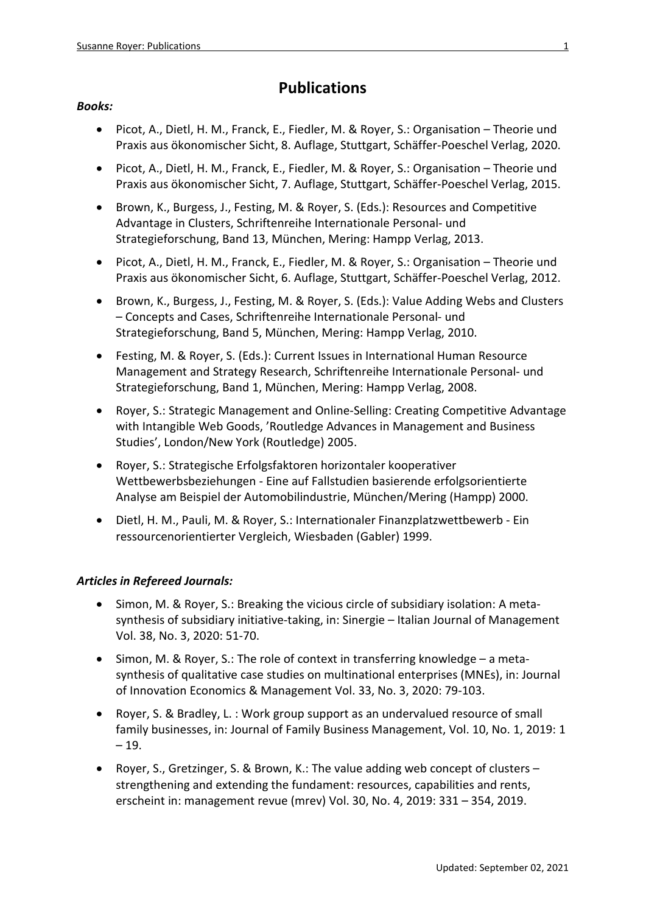# Publications

***Books:***

- Picot, A., Dietl, H. M., Franck, E., Fiedler, M. & Royer, S.: Organisation – Theorie und Praxis aus ökonomischer Sicht, 8. Auflage, Stuttgart, Schäffer-Poeschel Verlag, 2020.
- Picot, A., Dietl, H. M., Franck, E., Fiedler, M. & Royer, S.: Organisation – Theorie und Praxis aus ökonomischer Sicht, 7. Auflage, Stuttgart, Schäffer-Poeschel Verlag, 2015.
- Brown, K., Burgess, J., Festing, M. & Royer, S. (Eds.): Resources and Competitive Advantage in Clusters, Schriftenreihe Internationale Personal- und Strategieforschung, Band 13, München, Mering: Hampp Verlag, 2013.
- Picot, A., Dietl, H. M., Franck, E., Fiedler, M. & Royer, S.: Organisation – Theorie und Praxis aus ökonomischer Sicht, 6. Auflage, Stuttgart, Schäffer-Poeschel Verlag, 2012.
- Brown, K., Burgess, J., Festing, M. & Royer, S. (Eds.): Value Adding Webs and Clusters – Concepts and Cases, Schriftenreihe Internationale Personal- und Strategieforschung, Band 5, München, Mering: Hampp Verlag, 2010.
- Festing, M. & Royer, S. (Eds.): Current Issues in International Human Resource Management and Strategy Research, Schriftenreihe Internationale Personal- und Strategieforschung, Band 1, München, Mering: Hampp Verlag, 2008.
- Royer, S.: Strategic Management and Online-Selling: Creating Competitive Advantage with Intangible Web Goods, 'Routledge Advances in Management and Business Studies', London/New York (Routledge) 2005.
- Royer, S.: Strategische Erfolgsfaktoren horizontaler kooperativer Wettbewerbsbeziehungen - Eine auf Fallstudien basierende erfolgsorientierte Analyse am Beispiel der Automobilindustrie, München/Mering (Hampp) 2000.
- Dietl, H. M., Pauli, M. & Royer, S.: Internationaler Finanzplatzwettbewerb - Ein ressourcenorientierter Vergleich, Wiesbaden (Gabler) 1999.

***Articles in Refereed Journals:***

- Simon, M. & Royer, S.: Breaking the vicious circle of subsidiary isolation: A meta-synthesis of subsidiary initiative-taking, in: Sinergie – Italian Journal of Management Vol. 38, No. 3, 2020: 51-70.
- Simon, M. & Royer, S.: The role of context in transferring knowledge – a meta-synthesis of qualitative case studies on multinational enterprises (MNEs), in: Journal of Innovation Economics & Management Vol. 33, No. 3, 2020: 79-103.
- Royer, S. & Bradley, L. : Work group support as an undervalued resource of small family businesses, in: Journal of Family Business Management, Vol. 10, No. 1, 2019: 1 – 19.
- Royer, S., Gretzinger, S. & Brown, K.: The value adding web concept of clusters – strengthening and extending the fundament: resources, capabilities and rents, erscheint in: management revue (mrev) Vol. 30, No. 4, 2019: 331 – 354, 2019.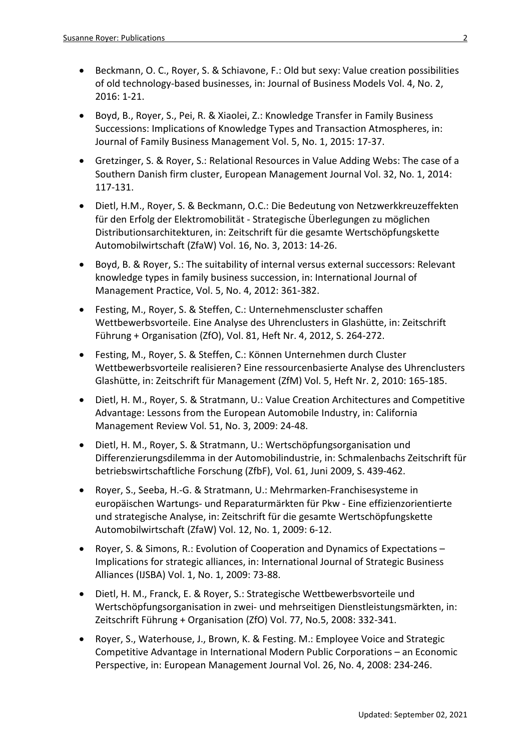- Beckmann, O. C., Royer, S. & Schiavone, F.: Old but sexy: Value creation possibilities of old technology-based businesses, in: Journal of Business Models Vol. 4, No. 2, 2016: 1-21.

- Boyd, B., Royer, S., Pei, R. & Xiaolei, Z.: Knowledge Transfer in Family Business Successions: Implications of Knowledge Types and Transaction Atmospheres, in: Journal of Family Business Management Vol. 5, No. 1, 2015: 17-37.

- Gretzinger, S. & Royer, S.: Relational Resources in Value Adding Webs: The case of a Southern Danish firm cluster, European Management Journal Vol. 32, No. 1, 2014: 117-131.

- Dietl, H.M., Royer, S. & Beckmann, O.C.: Die Bedeutung von Netzwerkkreuzeffekten für den Erfolg der Elektromobilität - Strategische Überlegungen zu möglichen Distributionsarchitekturen, in: Zeitschrift für die gesamte Wertschöpfungskette Automobilwirtschaft (ZfaW) Vol. 16, No. 3, 2013: 14-26.

- Boyd, B. & Royer, S.: The suitability of internal versus external successors: Relevant knowledge types in family business succession, in: International Journal of Management Practice, Vol. 5, No. 4, 2012: 361-382.

- Festing, M., Royer, S. & Steffen, C.: Unternehmenscluster schaffen Wettbewerbsvorteile. Eine Analyse des Uhrenclusters in Glashütte, in: Zeitschrift Führung + Organisation (ZfO), Vol. 81, Heft Nr. 4, 2012, S. 264-272.

- Festing, M., Royer, S. & Steffen, C.: Können Unternehmen durch Cluster Wettbewerbsvorteile realisieren? Eine ressourcenbasierte Analyse des Uhrenclusters Glashütte, in: Zeitschrift für Management (ZfM) Vol. 5, Heft Nr. 2, 2010: 165-185.

- Dietl, H. M., Royer, S. & Stratmann, U.: Value Creation Architectures and Competitive Advantage: Lessons from the European Automobile Industry, in: California Management Review Vol. 51, No. 3, 2009: 24-48.

- Dietl, H. M., Royer, S. & Stratmann, U.: Wertschöpfungsorganisation und Differenzierungsdilemma in der Automobilindustrie, in: Schmalenbachs Zeitschrift für betriebswirtschaftliche Forschung (ZfbF), Vol. 61, Juni 2009, S. 439-462.

- Royer, S., Seeba, H.-G. & Stratmann, U.: Mehrmarken-Franchisesysteme in europäischen Wartungs- und Reparaturmärkten für Pkw - Eine effizienzorientierte und strategische Analyse, in: Zeitschrift für die gesamte Wertschöpfungskette Automobilwirtschaft (ZfaW) Vol. 12, No. 1, 2009: 6-12.

- Royer, S. & Simons, R.: Evolution of Cooperation and Dynamics of Expectations – Implications for strategic alliances, in: International Journal of Strategic Business Alliances (IJSBA) Vol. 1, No. 1, 2009: 73-88.

- Dietl, H. M., Franck, E. & Royer, S.: Strategische Wettbewerbsvorteile und Wertschöpfungsorganisation in zwei- und mehrseitigen Dienstleistungsmärkten, in: Zeitschrift Führung + Organisation (ZfO) Vol. 77, No.5, 2008: 332-341.

- Royer, S., Waterhouse, J., Brown, K. & Festing. M.: Employee Voice and Strategic Competitive Advantage in International Modern Public Corporations – an Economic Perspective, in: European Management Journal Vol. 26, No. 4, 2008: 234-246.

Updated: September 02, 2021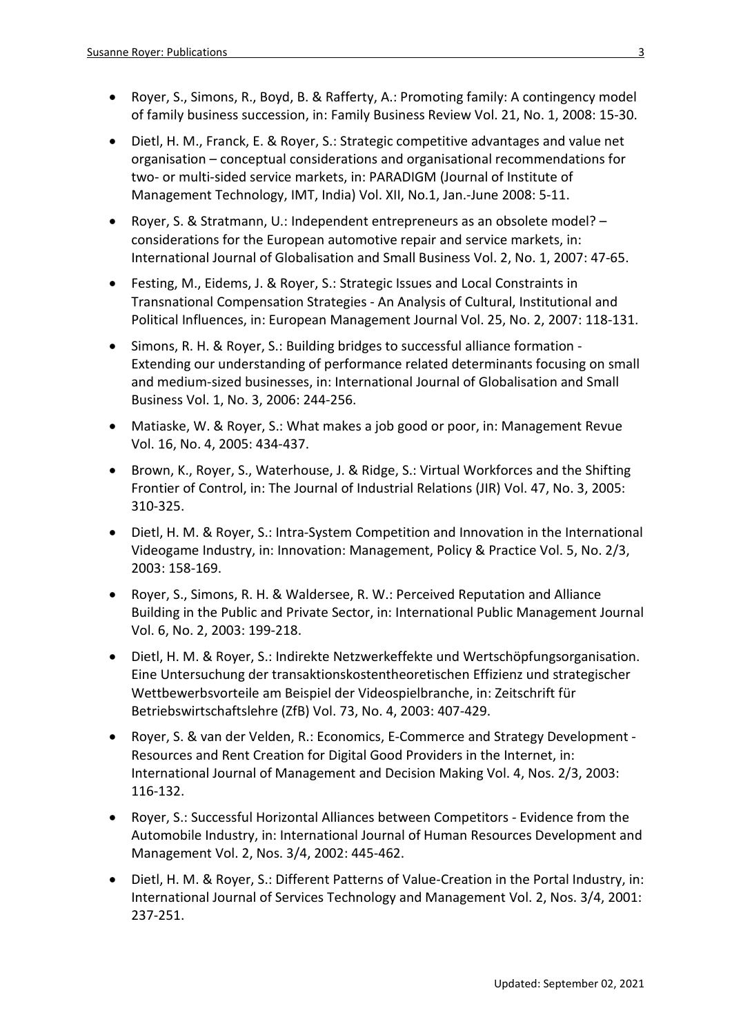- Royer, S., Simons, R., Boyd, B. & Rafferty, A.: Promoting family: A contingency model of family business succession, in: Family Business Review Vol. 21, No. 1, 2008: 15-30.
- Dietl, H. M., Franck, E. & Royer, S.: Strategic competitive advantages and value net organisation – conceptual considerations and organisational recommendations for two- or multi-sided service markets, in: PARADIGM (Journal of Institute of Management Technology, IMT, India) Vol. XII, No.1, Jan.-June 2008: 5-11.
- Royer, S. & Stratmann, U.: Independent entrepreneurs as an obsolete model? – considerations for the European automotive repair and service markets, in: International Journal of Globalisation and Small Business Vol. 2, No. 1, 2007: 47-65.
- Festing, M., Eidems, J. & Royer, S.: Strategic Issues and Local Constraints in Transnational Compensation Strategies - An Analysis of Cultural, Institutional and Political Influences, in: European Management Journal Vol. 25, No. 2, 2007: 118-131.
- Simons, R. H. & Royer, S.: Building bridges to successful alliance formation - Extending our understanding of performance related determinants focusing on small and medium-sized businesses, in: International Journal of Globalisation and Small Business Vol. 1, No. 3, 2006: 244-256.
- Matiaske, W. & Royer, S.: What makes a job good or poor, in: Management Revue Vol. 16, No. 4, 2005: 434-437.
- Brown, K., Royer, S., Waterhouse, J. & Ridge, S.: Virtual Workforces and the Shifting Frontier of Control, in: The Journal of Industrial Relations (JIR) Vol. 47, No. 3, 2005: 310-325.
- Dietl, H. M. & Royer, S.: Intra-System Competition and Innovation in the International Videogame Industry, in: Innovation: Management, Policy & Practice Vol. 5, No. 2/3, 2003: 158-169.
- Royer, S., Simons, R. H. & Waldersee, R. W.: Perceived Reputation and Alliance Building in the Public and Private Sector, in: International Public Management Journal Vol. 6, No. 2, 2003: 199-218.
- Dietl, H. M. & Royer, S.: Indirekte Netzwerkeffekte und Wertschöpfungsorganisation. Eine Untersuchung der transaktionskostentheoretischen Effizienz und strategischer Wettbewerbsvorteile am Beispiel der Videospielbranche, in: Zeitschrift für Betriebswirtschaftslehre (ZfB) Vol. 73, No. 4, 2003: 407-429.
- Royer, S. & van der Velden, R.: Economics, E-Commerce and Strategy Development - Resources and Rent Creation for Digital Good Providers in the Internet, in: International Journal of Management and Decision Making Vol. 4, Nos. 2/3, 2003: 116-132.
- Royer, S.: Successful Horizontal Alliances between Competitors - Evidence from the Automobile Industry, in: International Journal of Human Resources Development and Management Vol. 2, Nos. 3/4, 2002: 445-462.
- Dietl, H. M. & Royer, S.: Different Patterns of Value-Creation in the Portal Industry, in: International Journal of Services Technology and Management Vol. 2, Nos. 3/4, 2001: 237-251.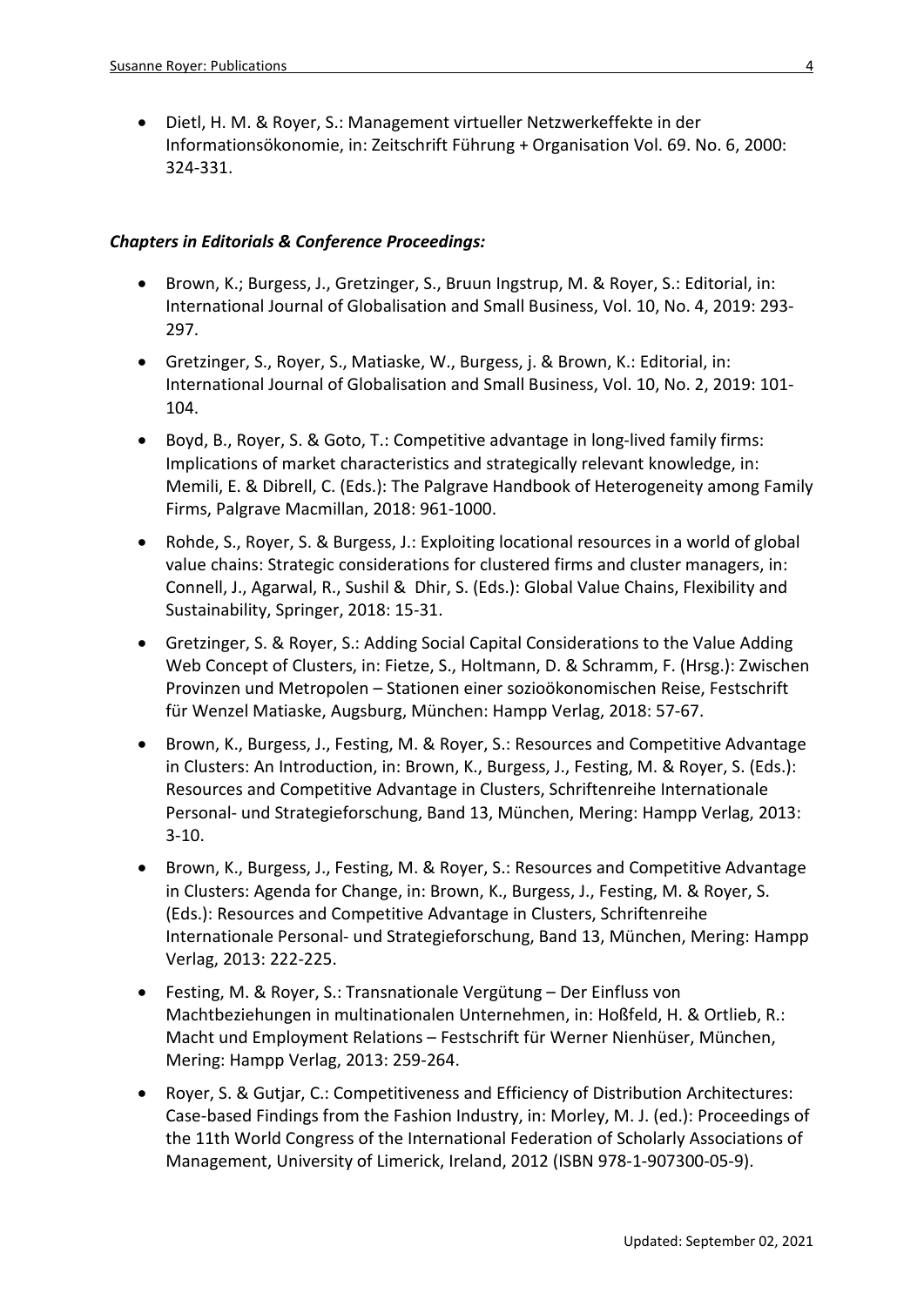- Dietl, H. M. & Royer, S.: Management virtueller Netzwerkeffekte in der Informationsökonomie, in: Zeitschrift Führung + Organisation Vol. 69. No. 6, 2000: 324-331.

### *Chapters in Editorials & Conference Proceedings:*

- Brown, K.; Burgess, J., Gretzinger, S., Bruun Ingstrup, M. & Royer, S.: Editorial, in: International Journal of Globalisation and Small Business, Vol. 10, No. 4, 2019: 293-297.
- Gretzinger, S., Royer, S., Matiaske, W., Burgess, j. & Brown, K.: Editorial, in: International Journal of Globalisation and Small Business, Vol. 10, No. 2, 2019: 101-104.
- Boyd, B., Royer, S. & Goto, T.: Competitive advantage in long-lived family firms: Implications of market characteristics and strategically relevant knowledge, in: Memili, E. & Dibrell, C. (Eds.): The Palgrave Handbook of Heterogeneity among Family Firms, Palgrave Macmillan, 2018: 961-1000.
- Rohde, S., Royer, S. & Burgess, J.: Exploiting locational resources in a world of global value chains: Strategic considerations for clustered firms and cluster managers, in: Connell, J., Agarwal, R., Sushil & Dhir, S. (Eds.): Global Value Chains, Flexibility and Sustainability, Springer, 2018: 15-31.
- Gretzinger, S. & Royer, S.: Adding Social Capital Considerations to the Value Adding Web Concept of Clusters, in: Fietze, S., Holtmann, D. & Schramm, F. (Hrsg.): Zwischen Provinzen und Metropolen – Stationen einer sozioökonomischen Reise, Festschrift für Wenzel Matiaske, Augsburg, München: Hampp Verlag, 2018: 57-67.
- Brown, K., Burgess, J., Festing, M. & Royer, S.: Resources and Competitive Advantage in Clusters: An Introduction, in: Brown, K., Burgess, J., Festing, M. & Royer, S. (Eds.): Resources and Competitive Advantage in Clusters, Schriftenreihe Internationale Personal- und Strategieforschung, Band 13, München, Mering: Hampp Verlag, 2013: 3-10.
- Brown, K., Burgess, J., Festing, M. & Royer, S.: Resources and Competitive Advantage in Clusters: Agenda for Change, in: Brown, K., Burgess, J., Festing, M. & Royer, S. (Eds.): Resources and Competitive Advantage in Clusters, Schriftenreihe Internationale Personal- und Strategieforschung, Band 13, München, Mering: Hampp Verlag, 2013: 222-225.
- Festing, M. & Royer, S.: Transnationale Vergütung – Der Einfluss von Machtbeziehungen in multinationalen Unternehmen, in: Hoßfeld, H. & Ortlieb, R.: Macht und Employment Relations – Festschrift für Werner Nienhüser, München, Mering: Hampp Verlag, 2013: 259-264.
- Royer, S. & Gutjar, C.: Competitiveness and Efficiency of Distribution Architectures: Case-based Findings from the Fashion Industry, in: Morley, M. J. (ed.): Proceedings of the 11th World Congress of the International Federation of Scholarly Associations of Management, University of Limerick, Ireland, 2012 (ISBN 978-1-907300-05-9).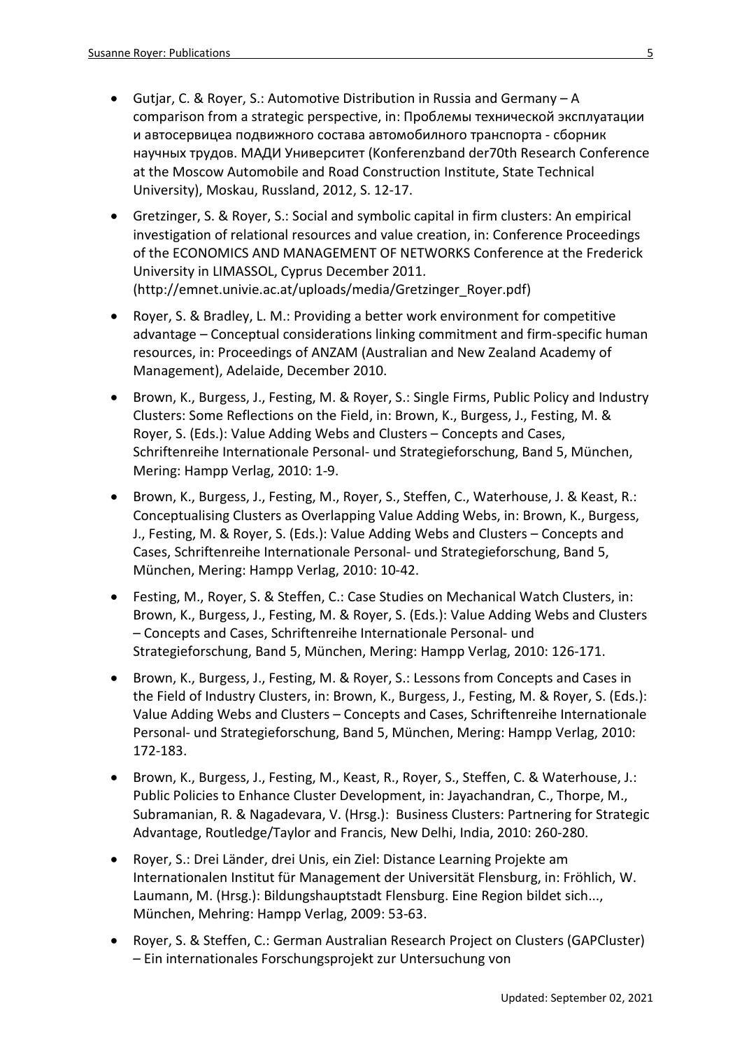- Gutjar, C. & Royer, S.: Automotive Distribution in Russia and Germany – A comparison from a strategic perspective, in: Проблемы технической эксплуатации и автосервицеа подвижного состава автомобилного транспорта - сборник научных трудов. МАДИ Университет (Konferenzband der70th Research Conference at the Moscow Automobile and Road Construction Institute, State Technical University), Moskau, Russland, 2012, S. 12-17.
- Gretzinger, S. & Royer, S.: Social and symbolic capital in firm clusters: An empirical investigation of relational resources and value creation, in: Conference Proceedings of the ECONOMICS AND MANAGEMENT OF NETWORKS Conference at the Frederick University in LIMASSOL, Cyprus December 2011. (http://emnet.univie.ac.at/uploads/media/Gretzinger_Royer.pdf)
- Royer, S. & Bradley, L. M.: Providing a better work environment for competitive advantage – Conceptual considerations linking commitment and firm-specific human resources, in: Proceedings of ANZAM (Australian and New Zealand Academy of Management), Adelaide, December 2010.
- Brown, K., Burgess, J., Festing, M. & Royer, S.: Single Firms, Public Policy and Industry Clusters: Some Reflections on the Field, in: Brown, K., Burgess, J., Festing, M. & Royer, S. (Eds.): Value Adding Webs and Clusters – Concepts and Cases, Schriftenreihe Internationale Personal- und Strategieforschung, Band 5, München, Mering: Hampp Verlag, 2010: 1-9.
- Brown, K., Burgess, J., Festing, M., Royer, S., Steffen, C., Waterhouse, J. & Keast, R.: Conceptualising Clusters as Overlapping Value Adding Webs, in: Brown, K., Burgess, J., Festing, M. & Royer, S. (Eds.): Value Adding Webs and Clusters – Concepts and Cases, Schriftenreihe Internationale Personal- und Strategieforschung, Band 5, München, Mering: Hampp Verlag, 2010: 10-42.
- Festing, M., Royer, S. & Steffen, C.: Case Studies on Mechanical Watch Clusters, in: Brown, K., Burgess, J., Festing, M. & Royer, S. (Eds.): Value Adding Webs and Clusters – Concepts and Cases, Schriftenreihe Internationale Personal- und Strategieforschung, Band 5, München, Mering: Hampp Verlag, 2010: 126-171.
- Brown, K., Burgess, J., Festing, M. & Royer, S.: Lessons from Concepts and Cases in the Field of Industry Clusters, in: Brown, K., Burgess, J., Festing, M. & Royer, S. (Eds.): Value Adding Webs and Clusters – Concepts and Cases, Schriftenreihe Internationale Personal- und Strategieforschung, Band 5, München, Mering: Hampp Verlag, 2010: 172-183.
- Brown, K., Burgess, J., Festing, M., Keast, R., Royer, S., Steffen, C. & Waterhouse, J.: Public Policies to Enhance Cluster Development, in: Jayachandran, C., Thorpe, M., Subramanian, R. & Nagadevara, V. (Hrsg.): Business Clusters: Partnering for Strategic Advantage, Routledge/Taylor and Francis, New Delhi, India, 2010: 260-280.
- Royer, S.: Drei Länder, drei Unis, ein Ziel: Distance Learning Projekte am Internationalen Institut für Management der Universität Flensburg, in: Fröhlich, W. Laumann, M. (Hrsg.): Bildungshauptstadt Flensburg. Eine Region bildet sich..., München, Mehring: Hampp Verlag, 2009: 53-63.
- Royer, S. & Steffen, C.: German Australian Research Project on Clusters (GAPCluster) – Ein internationales Forschungsprojekt zur Untersuchung von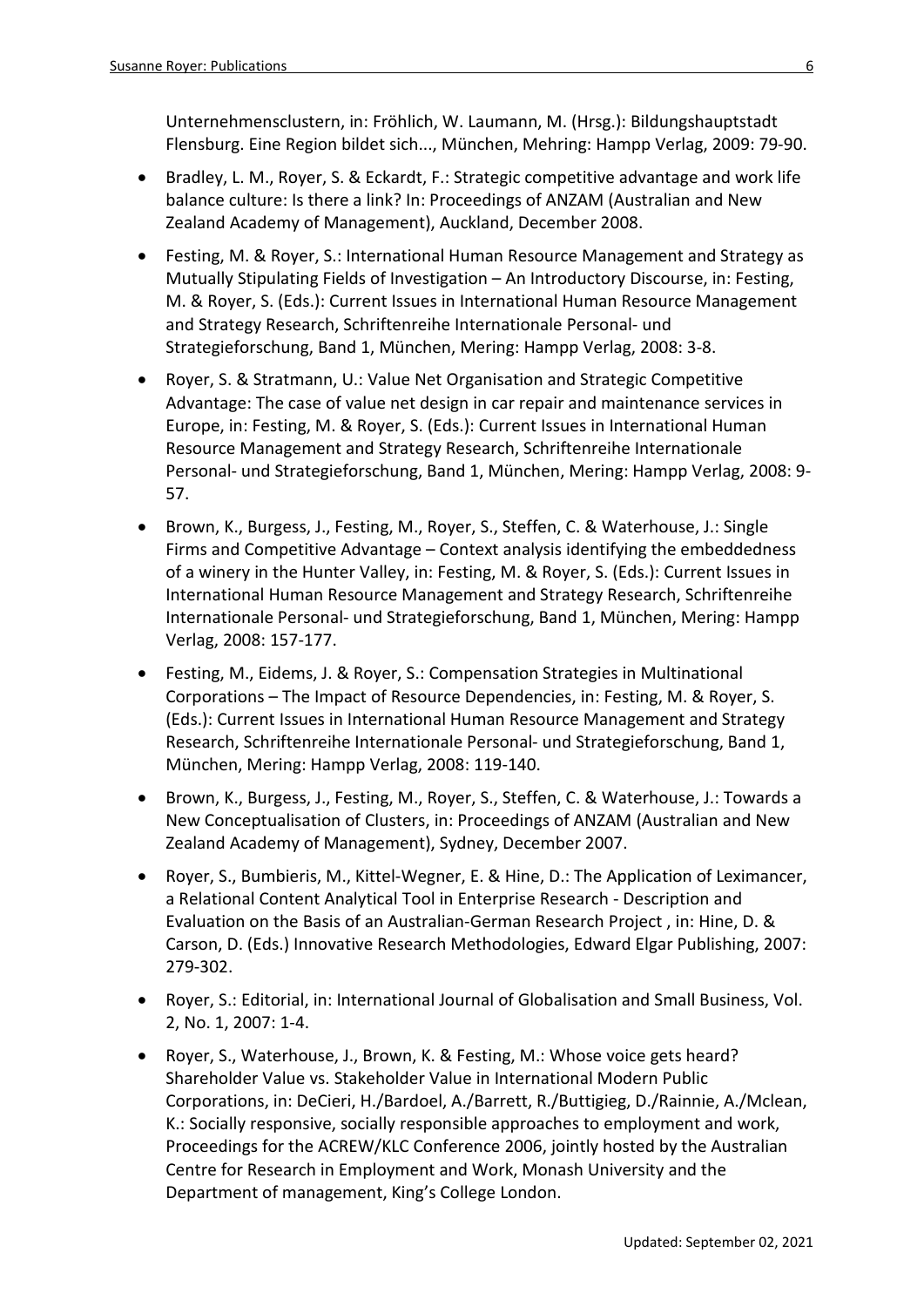Unternehmensclustern, in: Fröhlich, W. Laumann, M. (Hrsg.): Bildungshauptstadt Flensburg. Eine Region bildet sich..., München, Mehring: Hampp Verlag, 2009: 79-90.

- Bradley, L. M., Royer, S. & Eckardt, F.: Strategic competitive advantage and work life balance culture: Is there a link? In: Proceedings of ANZAM (Australian and New Zealand Academy of Management), Auckland, December 2008.
- Festing, M. & Royer, S.: International Human Resource Management and Strategy as Mutually Stipulating Fields of Investigation – An Introductory Discourse, in: Festing, M. & Royer, S. (Eds.): Current Issues in International Human Resource Management and Strategy Research, Schriftenreihe Internationale Personal- und Strategieforschung, Band 1, München, Mering: Hampp Verlag, 2008: 3-8.
- Royer, S. & Stratmann, U.: Value Net Organisation and Strategic Competitive Advantage: The case of value net design in car repair and maintenance services in Europe, in: Festing, M. & Royer, S. (Eds.): Current Issues in International Human Resource Management and Strategy Research, Schriftenreihe Internationale Personal- und Strategieforschung, Band 1, München, Mering: Hampp Verlag, 2008: 9-57.
- Brown, K., Burgess, J., Festing, M., Royer, S., Steffen, C. & Waterhouse, J.: Single Firms and Competitive Advantage – Context analysis identifying the embeddedness of a winery in the Hunter Valley, in: Festing, M. & Royer, S. (Eds.): Current Issues in International Human Resource Management and Strategy Research, Schriftenreihe Internationale Personal- und Strategieforschung, Band 1, München, Mering: Hampp Verlag, 2008: 157-177.
- Festing, M., Eidems, J. & Royer, S.: Compensation Strategies in Multinational Corporations – The Impact of Resource Dependencies, in: Festing, M. & Royer, S. (Eds.): Current Issues in International Human Resource Management and Strategy Research, Schriftenreihe Internationale Personal- und Strategieforschung, Band 1, München, Mering: Hampp Verlag, 2008: 119-140.
- Brown, K., Burgess, J., Festing, M., Royer, S., Steffen, C. & Waterhouse, J.: Towards a New Conceptualisation of Clusters, in: Proceedings of ANZAM (Australian and New Zealand Academy of Management), Sydney, December 2007.
- Royer, S., Bumbieris, M., Kittel-Wegner, E. & Hine, D.: The Application of Leximancer, a Relational Content Analytical Tool in Enterprise Research - Description and Evaluation on the Basis of an Australian-German Research Project , in: Hine, D. & Carson, D. (Eds.) Innovative Research Methodologies, Edward Elgar Publishing, 2007: 279-302.
- Royer, S.: Editorial, in: International Journal of Globalisation and Small Business, Vol. 2, No. 1, 2007: 1-4.
- Royer, S., Waterhouse, J., Brown, K. & Festing, M.: Whose voice gets heard? Shareholder Value vs. Stakeholder Value in International Modern Public Corporations, in: DeCieri, H./Bardoel, A./Barrett, R./Buttigieg, D./Rainnie, A./Mclean, K.: Socially responsive, socially responsible approaches to employment and work, Proceedings for the ACREW/KLC Conference 2006, jointly hosted by the Australian Centre for Research in Employment and Work, Monash University and the Department of management, King's College London.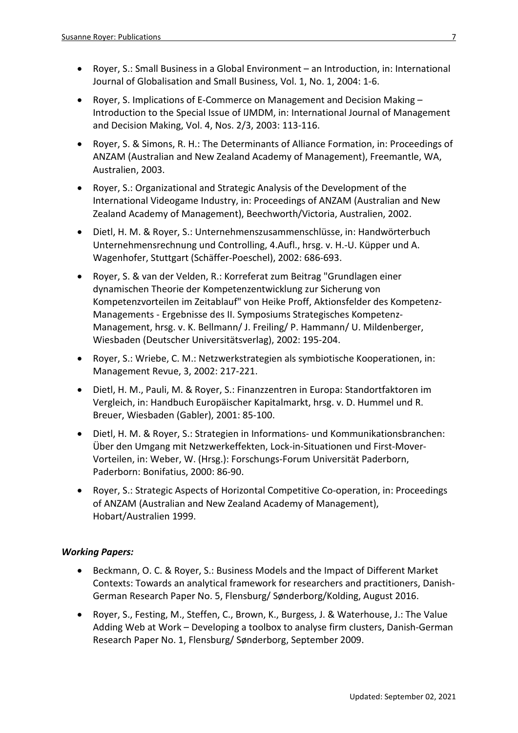- Royer, S.: Small Business in a Global Environment – an Introduction, in: International Journal of Globalisation and Small Business, Vol. 1, No. 1, 2004: 1-6.
- Royer, S. Implications of E-Commerce on Management and Decision Making – Introduction to the Special Issue of IJMDM, in: International Journal of Management and Decision Making, Vol. 4, Nos. 2/3, 2003: 113-116.
- Royer, S. & Simons, R. H.: The Determinants of Alliance Formation, in: Proceedings of ANZAM (Australian and New Zealand Academy of Management), Freemantle, WA, Australien, 2003.
- Royer, S.: Organizational and Strategic Analysis of the Development of the International Videogame Industry, in: Proceedings of ANZAM (Australian and New Zealand Academy of Management), Beechworth/Victoria, Australien, 2002.
- Dietl, H. M. & Royer, S.: Unternehmenszusammenschlüsse, in: Handwörterbuch Unternehmensrechnung und Controlling, 4.Aufl., hrsg. v. H.-U. Küpper und A. Wagenhofer, Stuttgart (Schäffer-Poeschel), 2002: 686-693.
- Royer, S. & van der Velden, R.: Korreferat zum Beitrag "Grundlagen einer dynamischen Theorie der Kompetenzentwicklung zur Sicherung von Kompetenzvorteilen im Zeitablauf" von Heike Proff, Aktionsfelder des Kompetenz-Managements - Ergebnisse des II. Symposiums Strategisches Kompetenz-Management, hrsg. v. K. Bellmann/ J. Freiling/ P. Hammann/ U. Mildenberger, Wiesbaden (Deutscher Universitätsverlag), 2002: 195-204.
- Royer, S.: Wriebe, C. M.: Netzwerkstrategien als symbiotische Kooperationen, in: Management Revue, 3, 2002: 217-221.
- Dietl, H. M., Pauli, M. & Royer, S.: Finanzzentren in Europa: Standortfaktoren im Vergleich, in: Handbuch Europäischer Kapitalmarkt, hrsg. v. D. Hummel und R. Breuer, Wiesbaden (Gabler), 2001: 85-100.
- Dietl, H. M. & Royer, S.: Strategien in Informations- und Kommunikationsbranchen: Über den Umgang mit Netzwerkeffekten, Lock-in-Situationen und First-Mover-Vorteilen, in: Weber, W. (Hrsg.): Forschungs-Forum Universität Paderborn, Paderborn: Bonifatius, 2000: 86-90.
- Royer, S.: Strategic Aspects of Horizontal Competitive Co-operation, in: Proceedings of ANZAM (Australian and New Zealand Academy of Management), Hobart/Australien 1999.

***Working Papers:***

- Beckmann, O. C. & Royer, S.: Business Models and the Impact of Different Market Contexts: Towards an analytical framework for researchers and practitioners, Danish-German Research Paper No. 5, Flensburg/ Sønderborg/Kolding, August 2016.
- Royer, S., Festing, M., Steffen, C., Brown, K., Burgess, J. & Waterhouse, J.: The Value Adding Web at Work – Developing a toolbox to analyse firm clusters, Danish-German Research Paper No. 1, Flensburg/ Sønderborg, September 2009.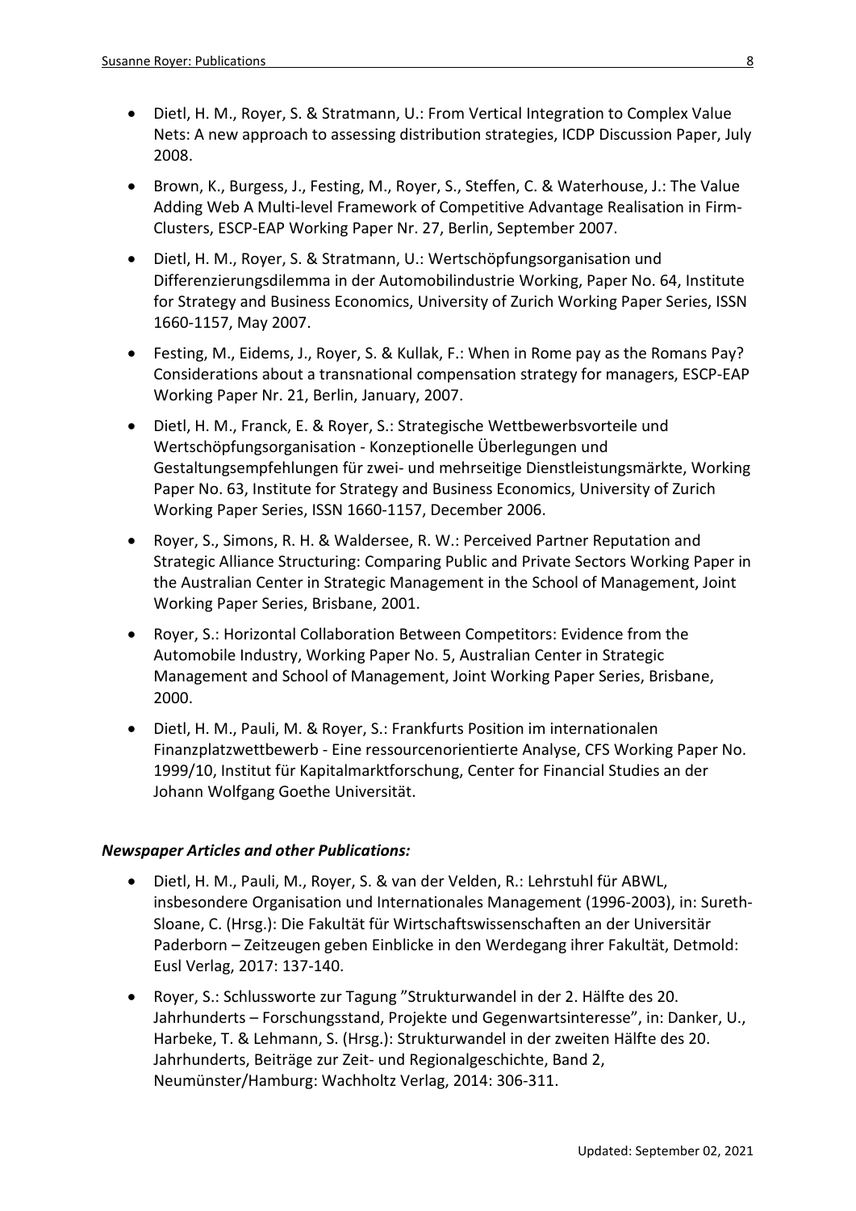- Dietl, H. M., Royer, S. & Stratmann, U.: From Vertical Integration to Complex Value Nets: A new approach to assessing distribution strategies, ICDP Discussion Paper, July 2008.
- Brown, K., Burgess, J., Festing, M., Royer, S., Steffen, C. & Waterhouse, J.: The Value Adding Web A Multi-level Framework of Competitive Advantage Realisation in Firm-Clusters, ESCP-EAP Working Paper Nr. 27, Berlin, September 2007.
- Dietl, H. M., Royer, S. & Stratmann, U.: Wertschöpfungsorganisation und Differenzierungsdilemma in der Automobilindustrie Working, Paper No. 64, Institute for Strategy and Business Economics, University of Zurich Working Paper Series, ISSN 1660-1157, May 2007.
- Festing, M., Eidems, J., Royer, S. & Kullak, F.: When in Rome pay as the Romans Pay? Considerations about a transnational compensation strategy for managers, ESCP-EAP Working Paper Nr. 21, Berlin, January, 2007.
- Dietl, H. M., Franck, E. & Royer, S.: Strategische Wettbewerbsvorteile und Wertschöpfungsorganisation - Konzeptionelle Überlegungen und Gestaltungsempfehlungen für zwei- und mehrseitige Dienstleistungsmärkte, Working Paper No. 63, Institute for Strategy and Business Economics, University of Zurich Working Paper Series, ISSN 1660-1157, December 2006.
- Royer, S., Simons, R. H. & Waldersee, R. W.: Perceived Partner Reputation and Strategic Alliance Structuring: Comparing Public and Private Sectors Working Paper in the Australian Center in Strategic Management in the School of Management, Joint Working Paper Series, Brisbane, 2001.
- Royer, S.: Horizontal Collaboration Between Competitors: Evidence from the Automobile Industry, Working Paper No. 5, Australian Center in Strategic Management and School of Management, Joint Working Paper Series, Brisbane, 2000.
- Dietl, H. M., Pauli, M. & Royer, S.: Frankfurts Position im internationalen Finanzplatzwettbewerb - Eine ressourcenorientierte Analyse, CFS Working Paper No. 1999/10, Institut für Kapitalmarktforschung, Center for Financial Studies an der Johann Wolfgang Goethe Universität.

***Newspaper Articles and other Publications:***

- Dietl, H. M., Pauli, M., Royer, S. & van der Velden, R.: Lehrstuhl für ABWL, insbesondere Organisation und Internationales Management (1996-2003), in: Sureth-Sloane, C. (Hrsg.): Die Fakultät für Wirtschaftswissenschaften an der Universitär Paderborn – Zeitzeugen geben Einblicke in den Werdegang ihrer Fakultät, Detmold: Eusl Verlag, 2017: 137-140.
- Royer, S.: Schlussworte zur Tagung "Strukturwandel in der 2. Hälfte des 20. Jahrhunderts – Forschungsstand, Projekte und Gegenwartsinteresse", in: Danker, U., Harbeke, T. & Lehmann, S. (Hrsg.): Strukturwandel in der zweiten Hälfte des 20. Jahrhunderts, Beiträge zur Zeit- und Regionalgeschichte, Band 2, Neumünster/Hamburg: Wachholtz Verlag, 2014: 306-311.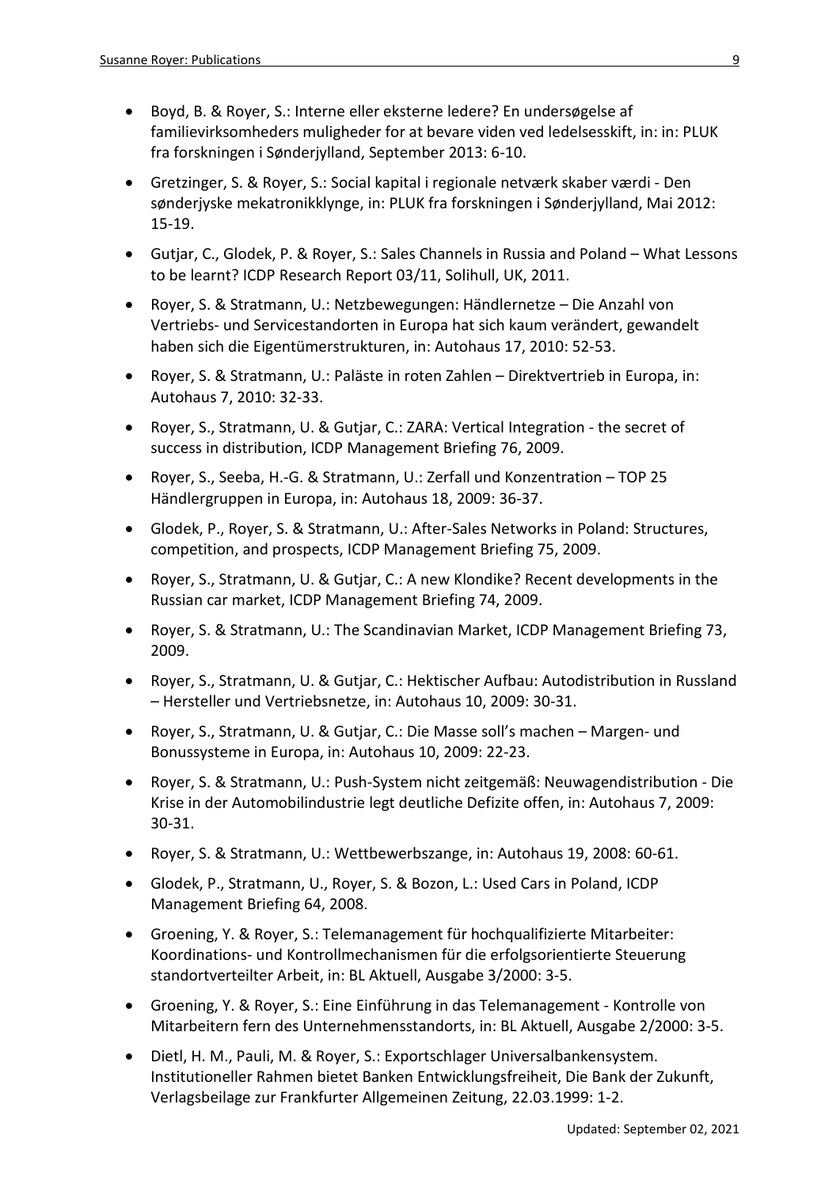- Boyd, B. & Royer, S.: Interne eller eksterne ledere? En undersøgelse af familievirksomheders muligheder for at bevare viden ved ledelsesskift, in: in: PLUK fra forskningen i Sønderjylland, September 2013: 6-10.
- Gretzinger, S. & Royer, S.: Social kapital i regionale netværk skaber værdi - Den sønderjyske mekatronikklynge, in: PLUK fra forskningen i Sønderjylland, Mai 2012: 15-19.
- Gutjar, C., Glodek, P. & Royer, S.: Sales Channels in Russia and Poland – What Lessons to be learnt? ICDP Research Report 03/11, Solihull, UK, 2011.
- Royer, S. & Stratmann, U.: Netzbewegungen: Händlernetze – Die Anzahl von Vertriebs- und Servicestandorten in Europa hat sich kaum verändert, gewandelt haben sich die Eigentümerstrukturen, in: Autohaus 17, 2010: 52-53.
- Royer, S. & Stratmann, U.: Paläste in roten Zahlen – Direktvertrieb in Europa, in: Autohaus 7, 2010: 32-33.
- Royer, S., Stratmann, U. & Gutjar, C.: ZARA: Vertical Integration - the secret of success in distribution, ICDP Management Briefing 76, 2009.
- Royer, S., Seeba, H.-G. & Stratmann, U.: Zerfall und Konzentration – TOP 25 Händlergruppen in Europa, in: Autohaus 18, 2009: 36-37.
- Glodek, P., Royer, S. & Stratmann, U.: After-Sales Networks in Poland: Structures, competition, and prospects, ICDP Management Briefing 75, 2009.
- Royer, S., Stratmann, U. & Gutjar, C.: A new Klondike? Recent developments in the Russian car market, ICDP Management Briefing 74, 2009.
- Royer, S. & Stratmann, U.: The Scandinavian Market, ICDP Management Briefing 73, 2009.
- Royer, S., Stratmann, U. & Gutjar, C.: Hektischer Aufbau: Autodistribution in Russland – Hersteller und Vertriebsnetze, in: Autohaus 10, 2009: 30-31.
- Royer, S., Stratmann, U. & Gutjar, C.: Die Masse soll's machen – Margen- und Bonussysteme in Europa, in: Autohaus 10, 2009: 22-23.
- Royer, S. & Stratmann, U.: Push-System nicht zeitgemäß: Neuwagendistribution - Die Krise in der Automobilindustrie legt deutliche Defizite offen, in: Autohaus 7, 2009: 30-31.
- Royer, S. & Stratmann, U.: Wettbewerbszange, in: Autohaus 19, 2008: 60-61.
- Glodek, P., Stratmann, U., Royer, S. & Bozon, L.: Used Cars in Poland, ICDP Management Briefing 64, 2008.
- Groening, Y. & Royer, S.: Telemanagement für hochqualifizierte Mitarbeiter: Koordinations- und Kontrollmechanismen für die erfolgsorientierte Steuerung standortverteilter Arbeit, in: BL Aktuell, Ausgabe 3/2000: 3-5.
- Groening, Y. & Royer, S.: Eine Einführung in das Telemanagement - Kontrolle von Mitarbeitern fern des Unternehmensstandorts, in: BL Aktuell, Ausgabe 2/2000: 3-5.
- Dietl, H. M., Pauli, M. & Royer, S.: Exportschlager Universalbankensystem. Institutioneller Rahmen bietet Banken Entwicklungsfreiheit, Die Bank der Zukunft, Verlagsbeilage zur Frankfurter Allgemeinen Zeitung, 22.03.1999: 1-2.

Updated: September 02, 2021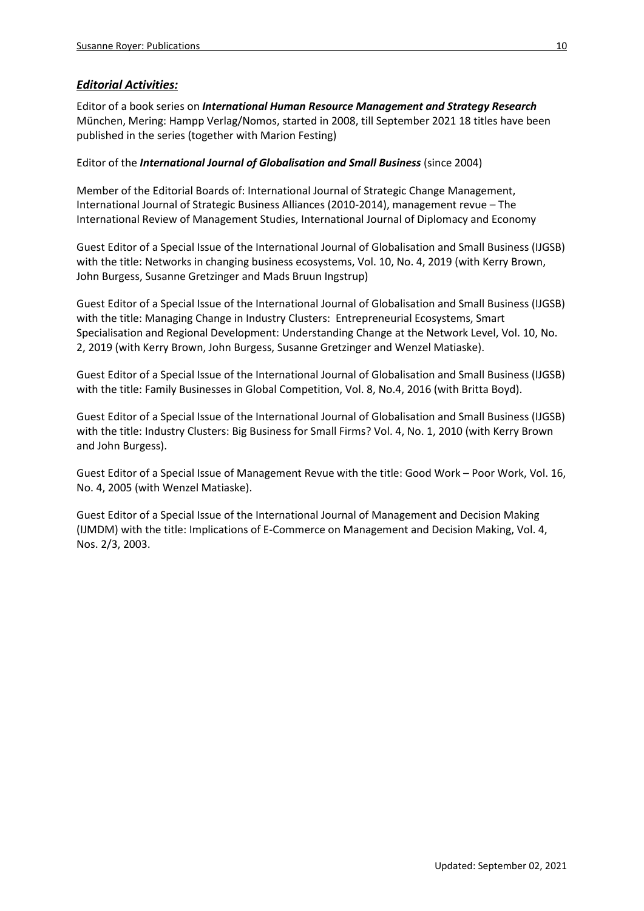## ***Editorial Activities:***

Editor of a book series on ***International Human Resource Management and Strategy Research*** München, Mering: Hampp Verlag/Nomos, started in 2008, till September 2021 18 titles have been published in the series (together with Marion Festing)

Editor of the ***International Journal of Globalisation and Small Business*** (since 2004)

Member of the Editorial Boards of: International Journal of Strategic Change Management, International Journal of Strategic Business Alliances (2010-2014), management revue – The International Review of Management Studies, International Journal of Diplomacy and Economy

Guest Editor of a Special Issue of the International Journal of Globalisation and Small Business (IJGSB) with the title: Networks in changing business ecosystems, Vol. 10, No. 4, 2019 (with Kerry Brown, John Burgess, Susanne Gretzinger and Mads Bruun Ingstrup)

Guest Editor of a Special Issue of the International Journal of Globalisation and Small Business (IJGSB) with the title: Managing Change in Industry Clusters: Entrepreneurial Ecosystems, Smart Specialisation and Regional Development: Understanding Change at the Network Level, Vol. 10, No. 2, 2019 (with Kerry Brown, John Burgess, Susanne Gretzinger and Wenzel Matiaske).

Guest Editor of a Special Issue of the International Journal of Globalisation and Small Business (IJGSB) with the title: Family Businesses in Global Competition, Vol. 8, No.4, 2016 (with Britta Boyd).

Guest Editor of a Special Issue of the International Journal of Globalisation and Small Business (IJGSB) with the title: Industry Clusters: Big Business for Small Firms? Vol. 4, No. 1, 2010 (with Kerry Brown and John Burgess).

Guest Editor of a Special Issue of Management Revue with the title: Good Work – Poor Work, Vol. 16, No. 4, 2005 (with Wenzel Matiaske).

Guest Editor of a Special Issue of the International Journal of Management and Decision Making (IJMDM) with the title: Implications of E-Commerce on Management and Decision Making, Vol. 4, Nos. 2/3, 2003.

Updated: September 02, 2021